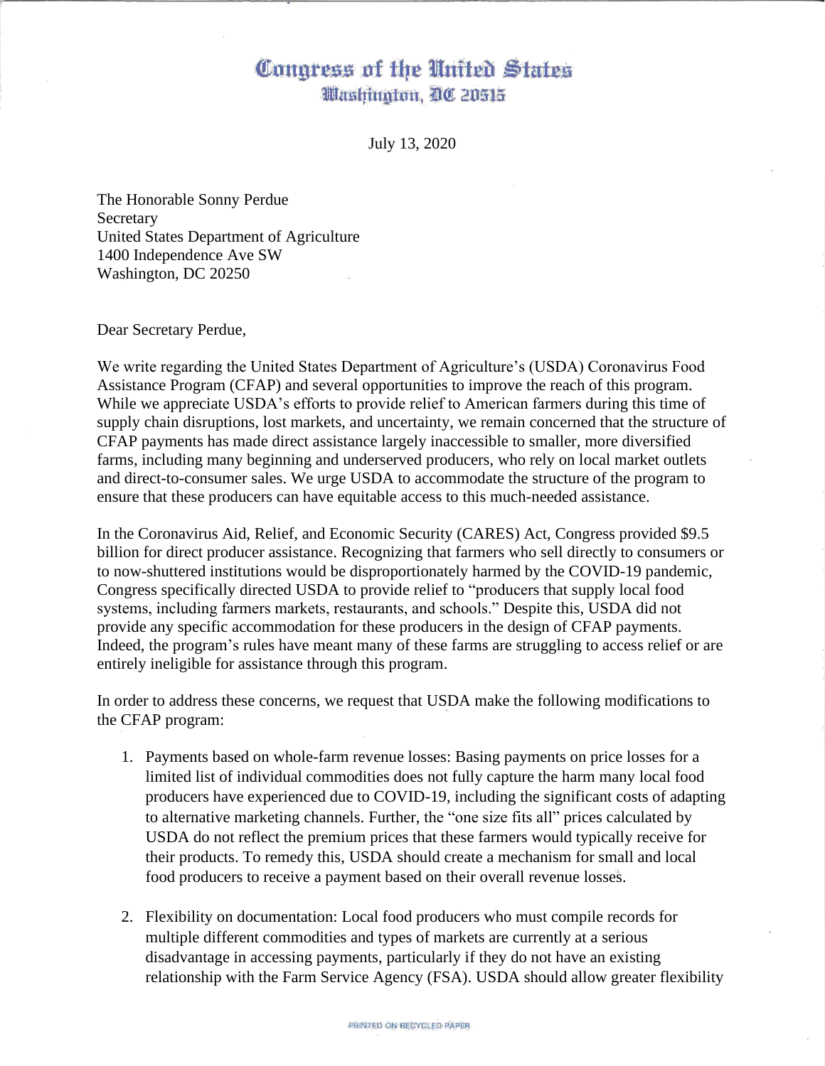# Congress of the United States
## Washington, DC 20515

July 13, 2020

The Honorable Sonny Perdue
Secretary
United States Department of Agriculture
1400 Independence Ave SW
Washington, DC 20250

Dear Secretary Perdue,

We write regarding the United States Department of Agriculture's (USDA) Coronavirus Food Assistance Program (CFAP) and several opportunities to improve the reach of this program. While we appreciate USDA's efforts to provide relief to American farmers during this time of supply chain disruptions, lost markets, and uncertainty, we remain concerned that the structure of CFAP payments has made direct assistance largely inaccessible to smaller, more diversified farms, including many beginning and underserved producers, who rely on local market outlets and direct-to-consumer sales. We urge USDA to accommodate the structure of the program to ensure that these producers can have equitable access to this much-needed assistance.

In the Coronavirus Aid, Relief, and Economic Security (CARES) Act, Congress provided $9.5 billion for direct producer assistance. Recognizing that farmers who sell directly to consumers or to now-shuttered institutions would be disproportionately harmed by the COVID-19 pandemic, Congress specifically directed USDA to provide relief to "producers that supply local food systems, including farmers markets, restaurants, and schools." Despite this, USDA did not provide any specific accommodation for these producers in the design of CFAP payments. Indeed, the program's rules have meant many of these farms are struggling to access relief or are entirely ineligible for assistance through this program.

In order to address these concerns, we request that USDA make the following modifications to the CFAP program:

1. Payments based on whole-farm revenue losses: Basing payments on price losses for a limited list of individual commodities does not fully capture the harm many local food producers have experienced due to COVID-19, including the significant costs of adapting to alternative marketing channels. Further, the "one size fits all" prices calculated by USDA do not reflect the premium prices that these farmers would typically receive for their products. To remedy this, USDA should create a mechanism for small and local food producers to receive a payment based on their overall revenue losses.

2. Flexibility on documentation: Local food producers who must compile records for multiple different commodities and types of markets are currently at a serious disadvantage in accessing payments, particularly if they do not have an existing relationship with the Farm Service Agency (FSA). USDA should allow greater flexibility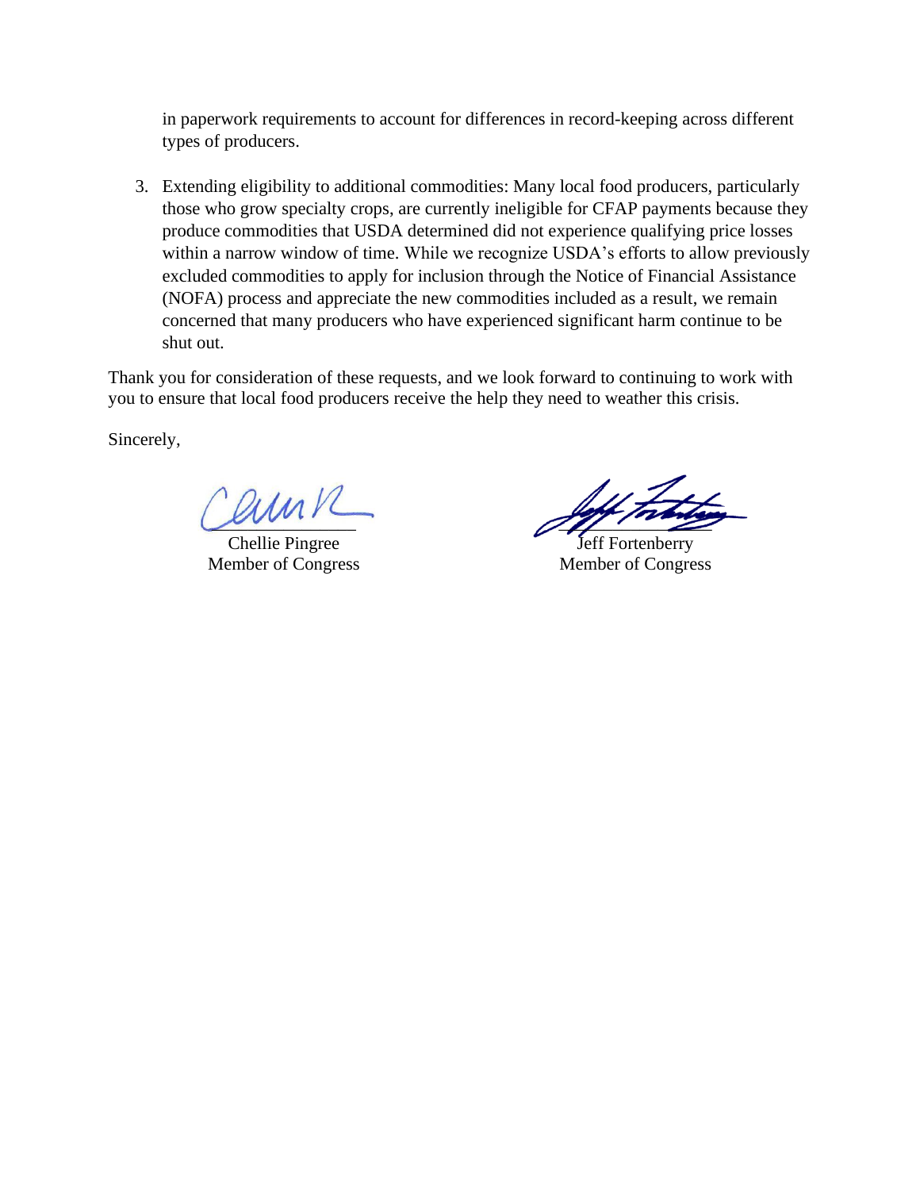in paperwork requirements to account for differences in record-keeping across different types of producers.

3. Extending eligibility to additional commodities: Many local food producers, particularly those who grow specialty crops, are currently ineligible for CFAP payments because they produce commodities that USDA determined did not experience qualifying price losses within a narrow window of time. While we recognize USDA's efforts to allow previously excluded commodities to apply for inclusion through the Notice of Financial Assistance (NOFA) process and appreciate the new commodities included as a result, we remain concerned that many producers who have experienced significant harm continue to be shut out.

Thank you for consideration of these requests, and we look forward to continuing to work with you to ensure that local food producers receive the help they need to weather this crisis.

Sincerely,

Chellie Pingree
Member of Congress

Jeff Fortenberry
Member of Congress